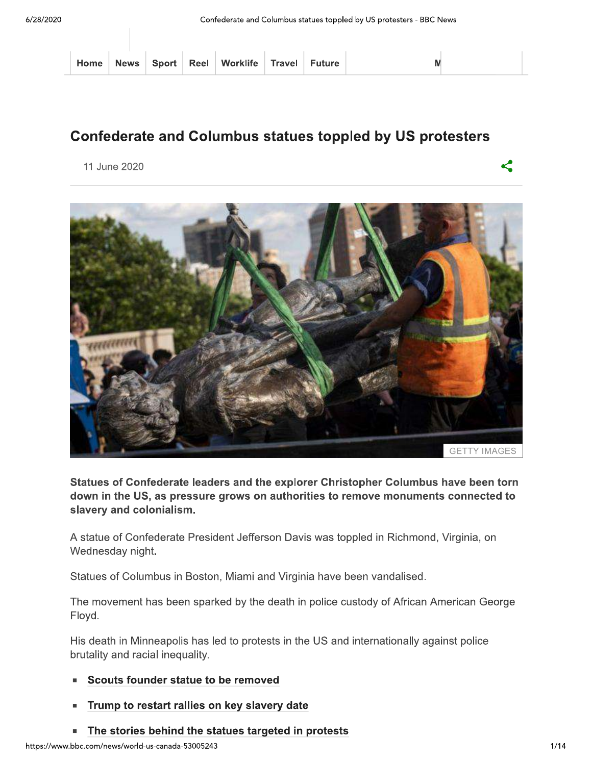# Confederate and Columbus statues toppled by US protesters

11 June 2020

GETTY IMAGES

**Statues of Confederate leaders and the explorer Christopher Columbus have been torn down in the US, as pressure grows on authorities to remove monuments connected to slavery and colonialism.**

A statue of Confederate President Jefferson Davis was toppled in Richmond, Virginia, on Wednesday night.

Statues of Columbus in Boston, Miami and Virginia have been vandalised.

The movement has been sparked by the death in police custody of African American George Floyd.

His death in Minneapolis has led to protests in the US and internationally against police brutality and racial inequality.

- **Scouts founder statue to be removed**
- **Trump to restart rallies on key slavery date**
- **The stories behind the statues targeted in protests**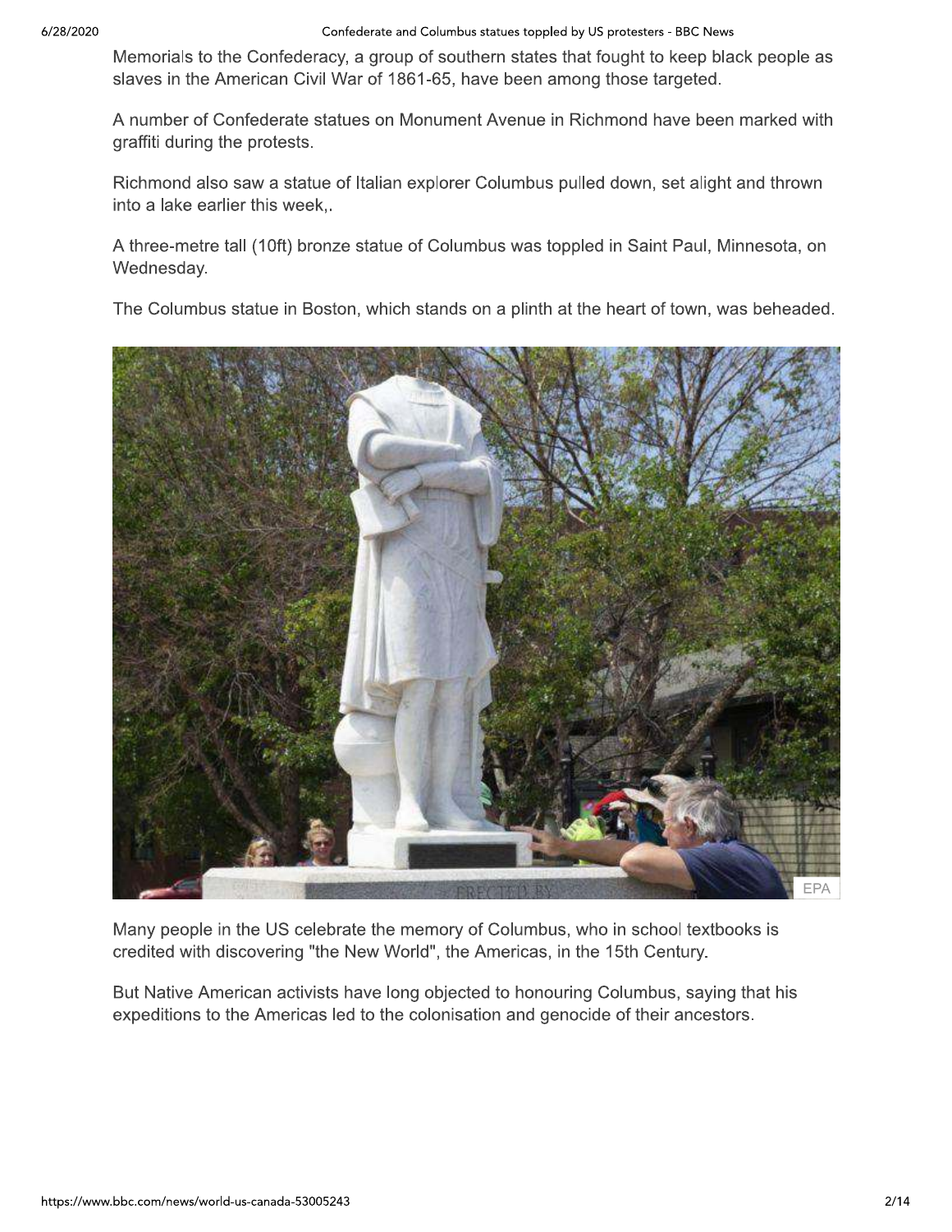Memorials to the Confederacy, a group of southern states that fought to keep black people as slaves in the American Civil War of 1861-65, have been among those targeted.

A number of Confederate statues on Monument Avenue in Richmond have been marked with graffiti during the protests.

Richmond also saw a statue of Italian explorer Columbus pulled down, set alight and thrown into a lake earlier this week,.

A three-metre tall (10ft) bronze statue of Columbus was toppled in Saint Paul, Minnesota, on Wednesday.

The Columbus statue in Boston, which stands on a plinth at the heart of town, was beheaded.

EPA

Many people in the US celebrate the memory of Columbus, who in school textbooks is credited with discovering "the New World", the Americas, in the 15th Century.

But Native American activists have long objected to honouring Columbus, saying that his expeditions to the Americas led to the colonisation and genocide of their ancestors.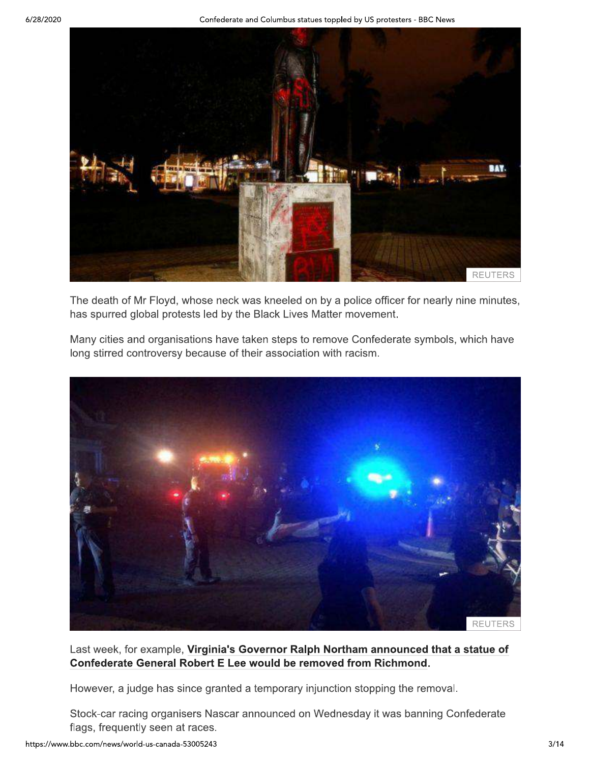REUTERS

The death of Mr Floyd, whose neck was kneeled on by a police officer for nearly nine minutes, has spurred global protests led by the Black Lives Matter movement.

Many cities and organisations have taken steps to remove Confederate symbols, which have long stirred controversy because of their association with racism.

REUTERS

Last week, for example, **Virginia's Governor Ralph Northam announced that a statue of Confederate General Robert E Lee would be removed from Richmond.**

However, a judge has since granted a temporary injunction stopping the removal.

Stock-car racing organisers Nascar announced on Wednesday it was banning Confederate flags, frequently seen at races.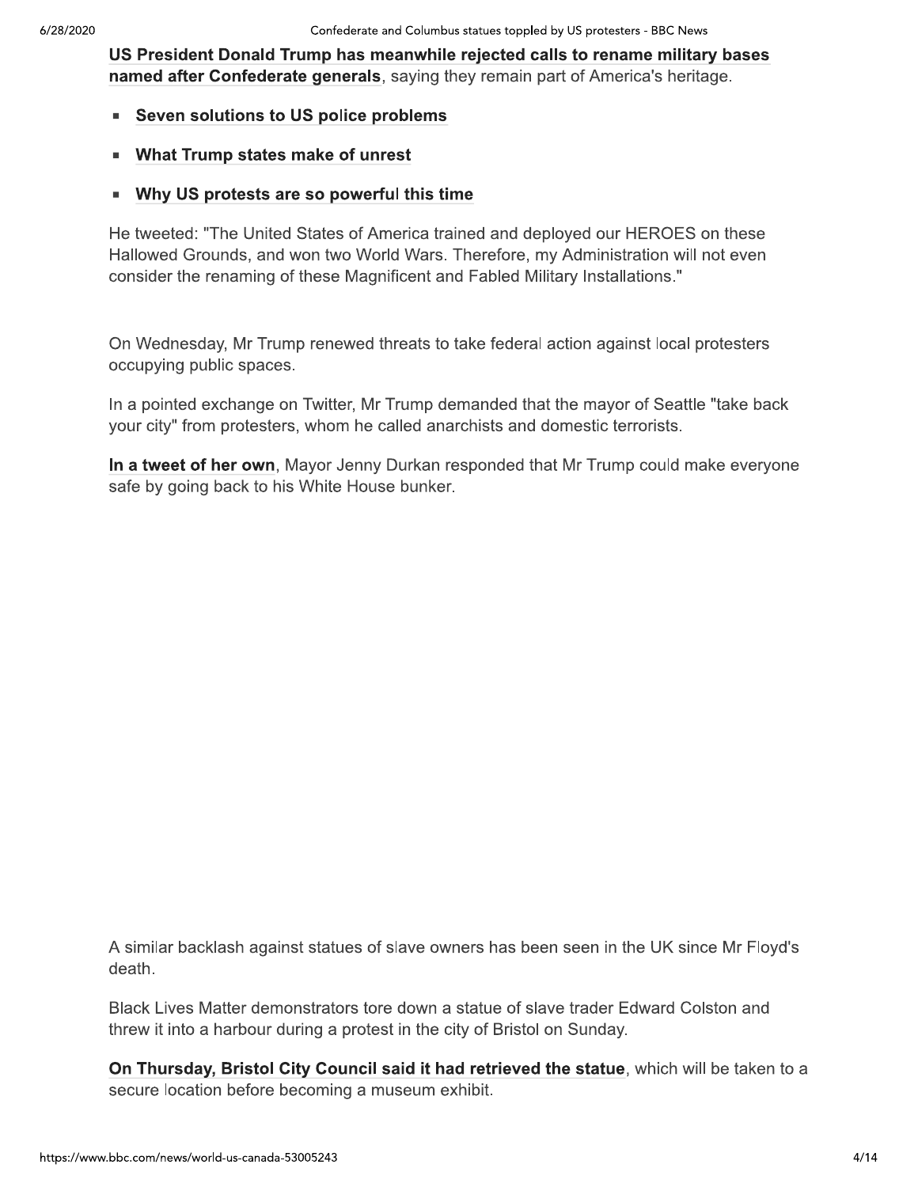**US President Donald Trump has meanwhile rejected calls to rename military bases named after Confederate generals**, saying they remain part of America's heritage.

- **Seven solutions to US police problems**
- **What Trump states make of unrest**
- **Why US protests are so powerful this time**

He tweeted: "The United States of America trained and deployed our HEROES on these Hallowed Grounds, and won two World Wars. Therefore, my Administration will not even consider the renaming of these Magnificent and Fabled Military Installations."

On Wednesday, Mr Trump renewed threats to take federal action against local protesters occupying public spaces.

In a pointed exchange on Twitter, Mr Trump demanded that the mayor of Seattle "take back your city" from protesters, whom he called anarchists and domestic terrorists.

**In a tweet of her own**, Mayor Jenny Durkan responded that Mr Trump could make everyone safe by going back to his White House bunker.

A similar backlash against statues of slave owners has been seen in the UK since Mr Floyd's death.

Black Lives Matter demonstrators tore down a statue of slave trader Edward Colston and threw it into a harbour during a protest in the city of Bristol on Sunday.

**On Thursday, Bristol City Council said it had retrieved the statue**, which will be taken to a secure location before becoming a museum exhibit.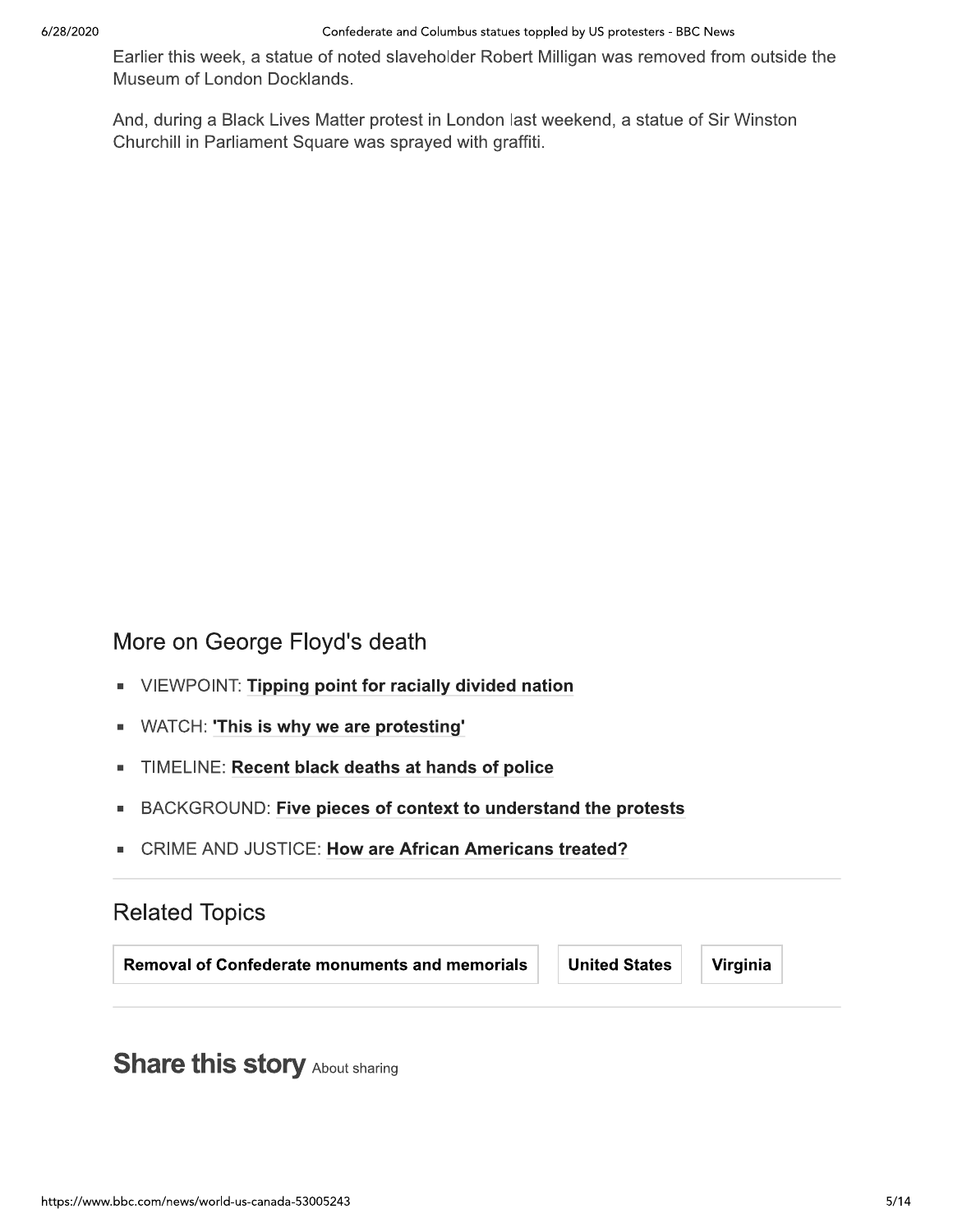Earlier this week, a statue of noted slaveholder Robert Milligan was removed from outside the Museum of London Docklands.

And, during a Black Lives Matter protest in London last weekend, a statue of Sir Winston Churchill in Parliament Square was sprayed with graffiti.

## More on George Floyd's death

- VIEWPOINT: **Tipping point for racially divided nation**
- WATCH: **'This is why we are protesting'**
- TIMELINE: **Recent black deaths at hands of police**
- BACKGROUND: **Five pieces of context to understand the protests**
- CRIME AND JUSTICE: **How are African Americans treated?**

## Related Topics

**Removal of Confederate monuments and memorials** | **United States** | **Virginia**

## Share this story About sharing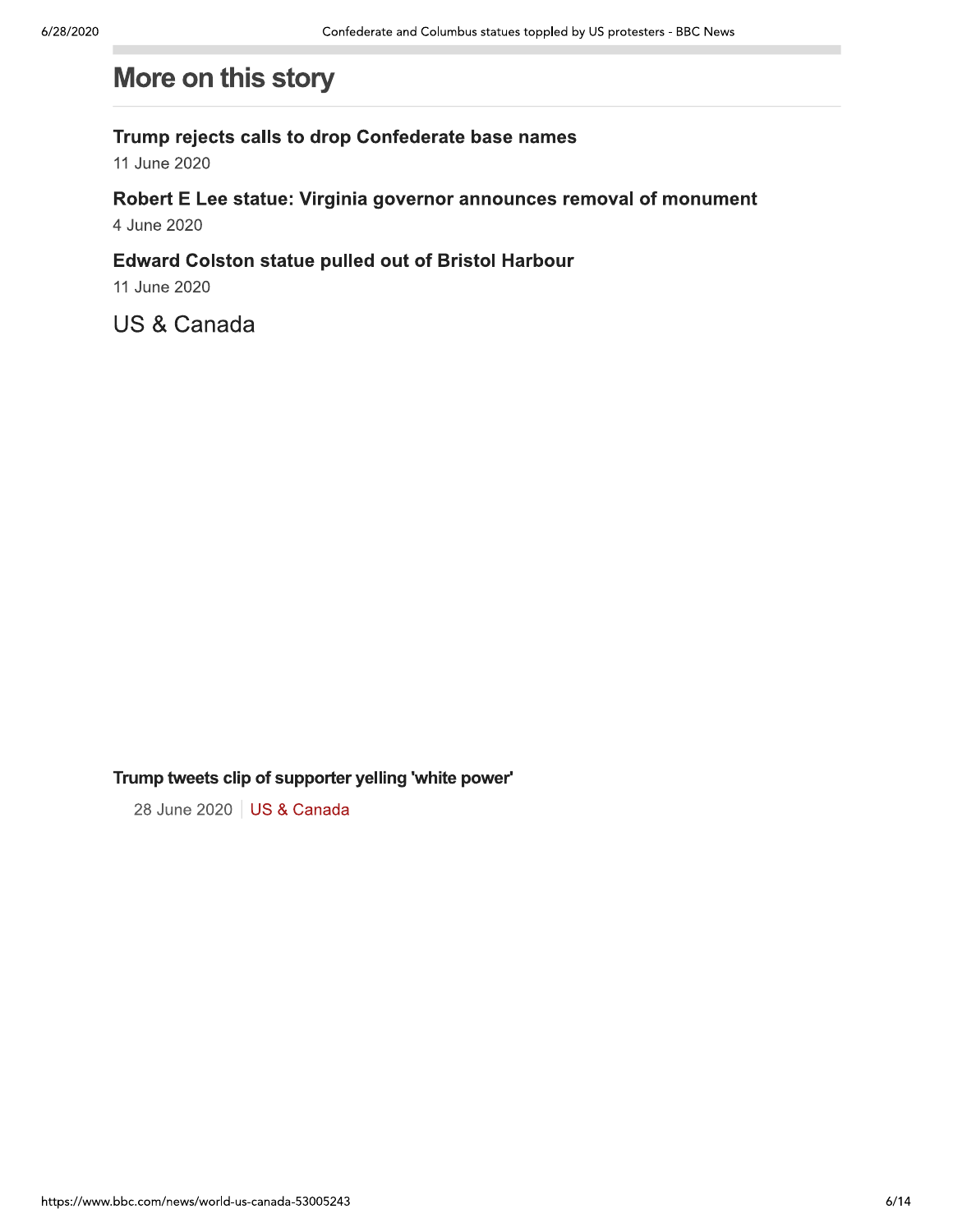## More on this story

**Trump rejects calls to drop Confederate base names**

11 June 2020

**Robert E Lee statue: Virginia governor announces removal of monument**

4 June 2020

**Edward Colston statue pulled out of Bristol Harbour**

11 June 2020

US & Canada

**Trump tweets clip of supporter yelling 'white power'**

28 June 2020 | US & Canada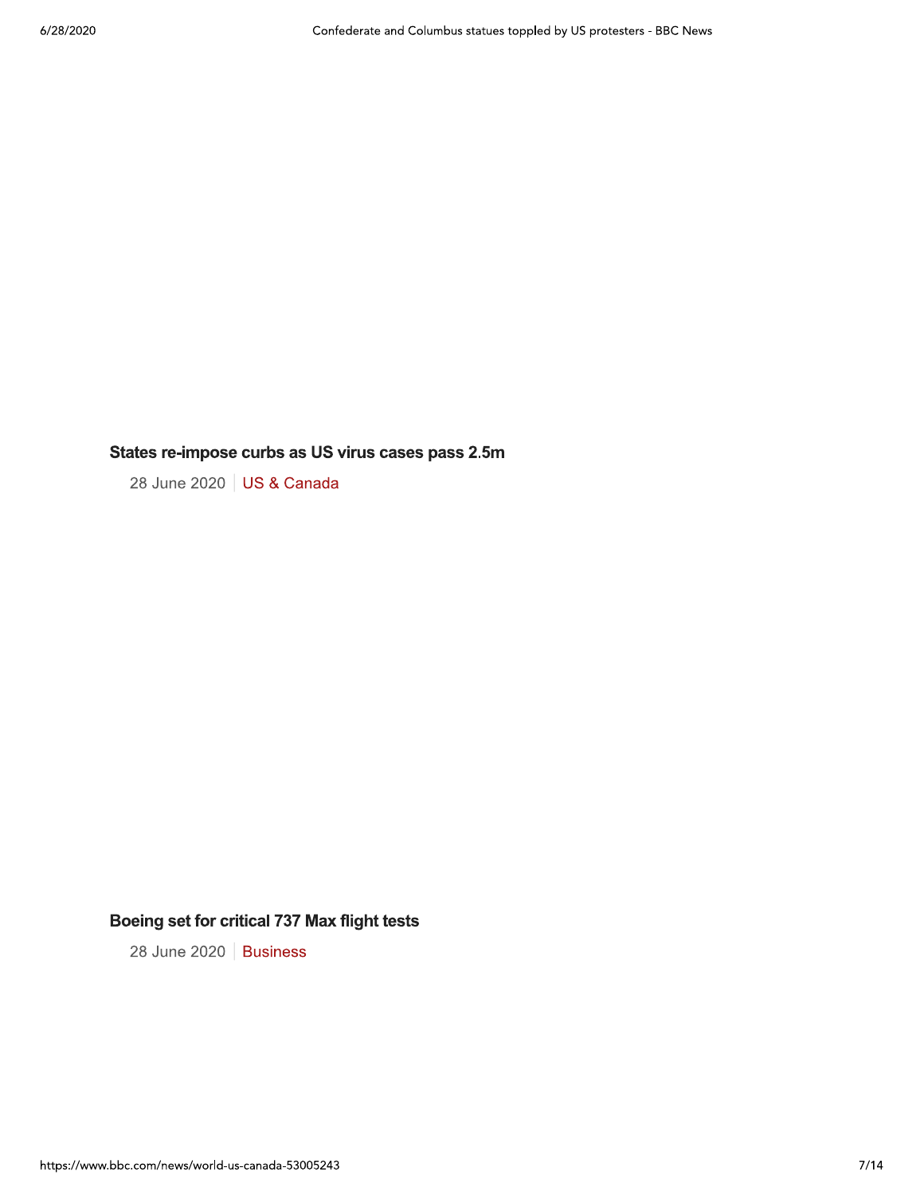### States re-impose curbs as US virus cases pass 2.5m

28 June 2020 | US & Canada

### Boeing set for critical 737 Max flight tests

28 June 2020 | Business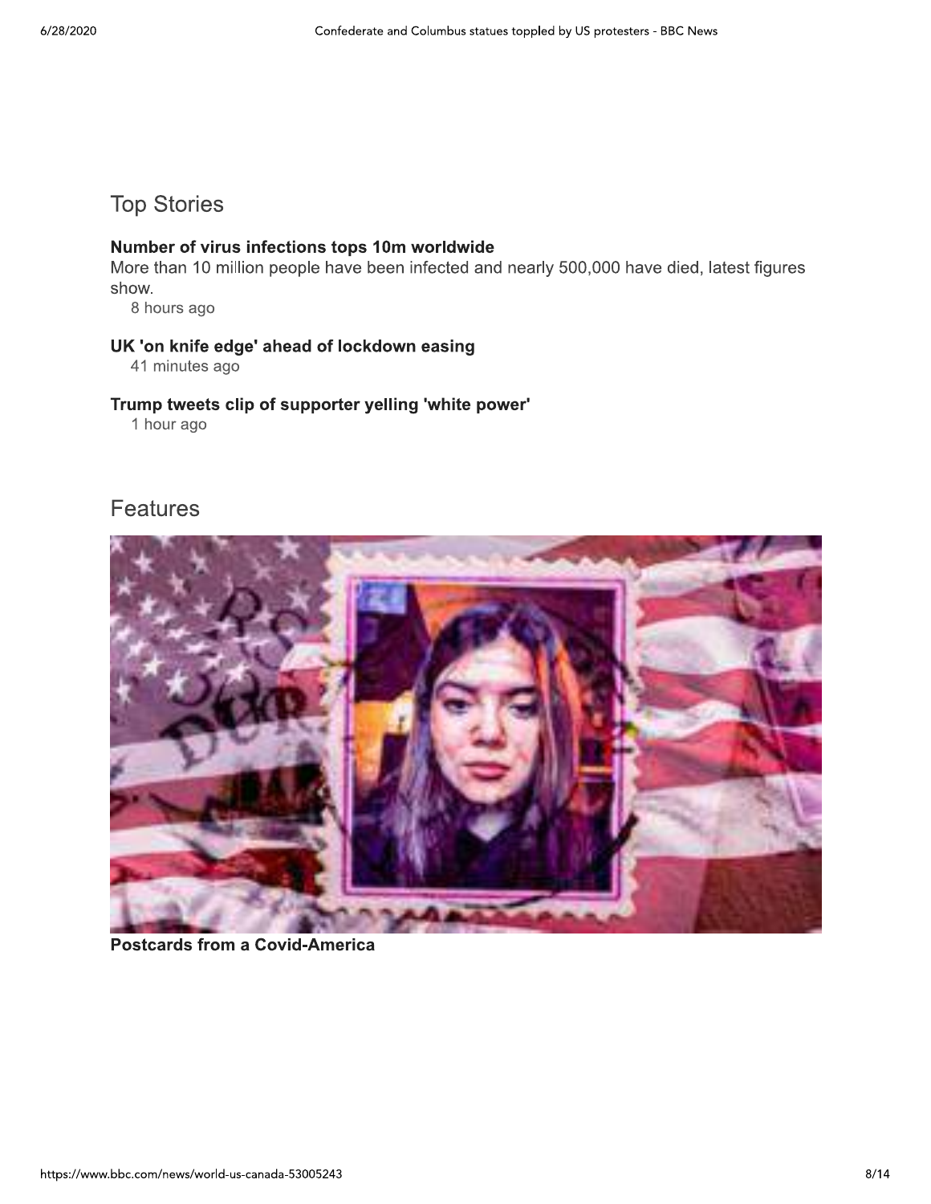## Top Stories

**Number of virus infections tops 10m worldwide**
More than 10 million people have been infected and nearly 500,000 have died, latest figures show.
8 hours ago

**UK 'on knife edge' ahead of lockdown easing**
41 minutes ago

**Trump tweets clip of supporter yelling 'white power'**
1 hour ago

## Features

**Postcards from a Covid-America**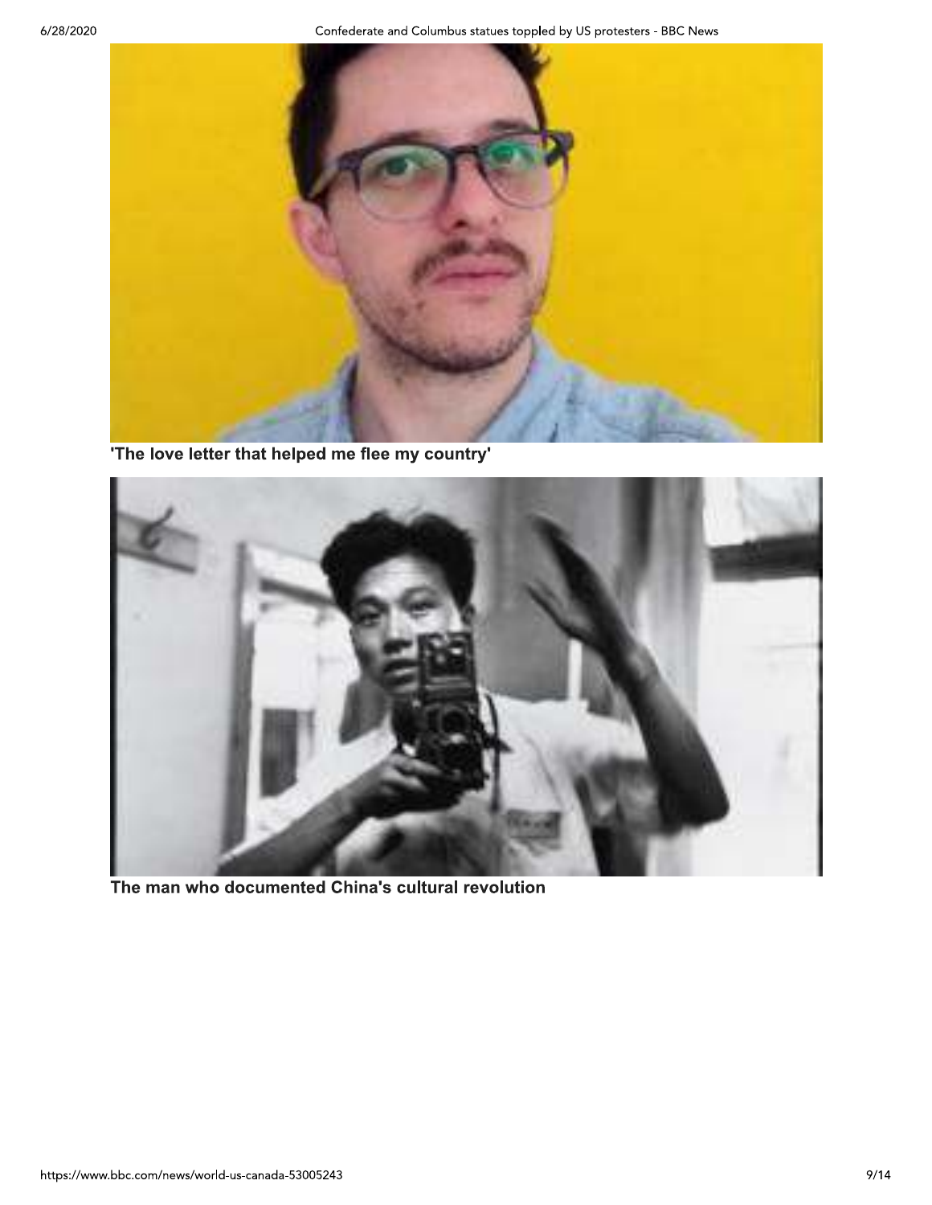'The love letter that helped me flee my country'

The man who documented China's cultural revolution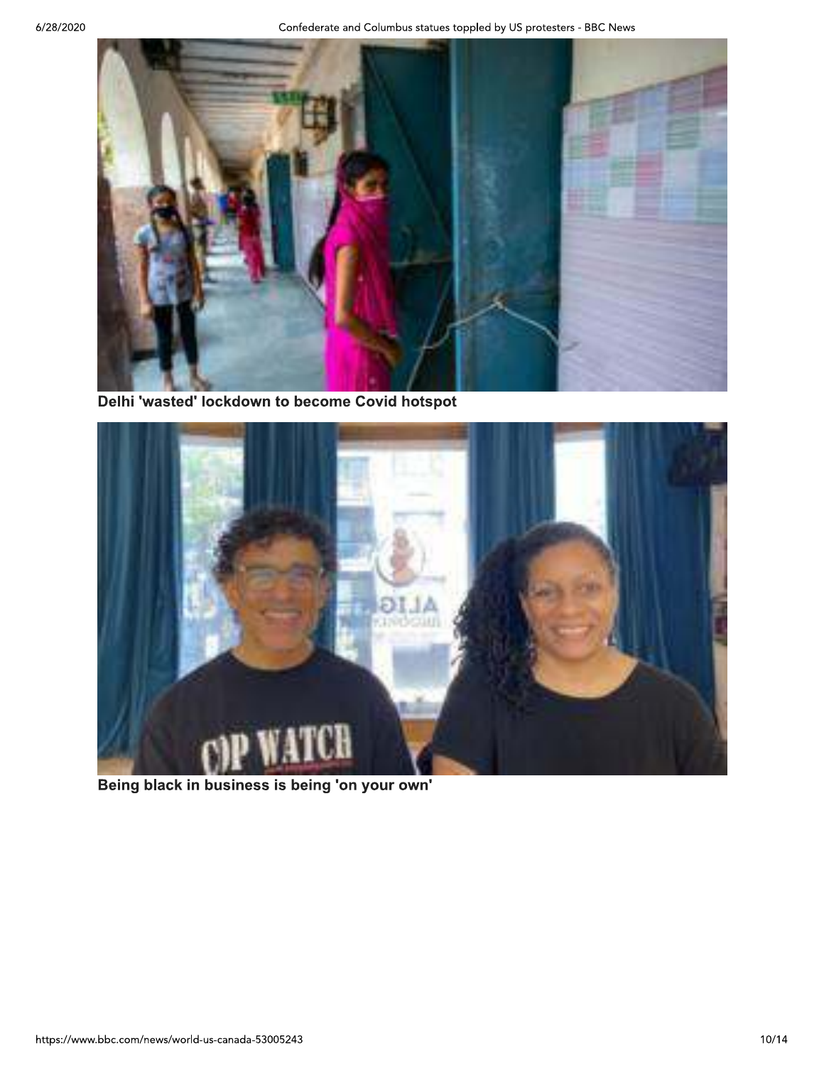Delhi 'wasted' lockdown to become Covid hotspot

Being black in business is being 'on your own'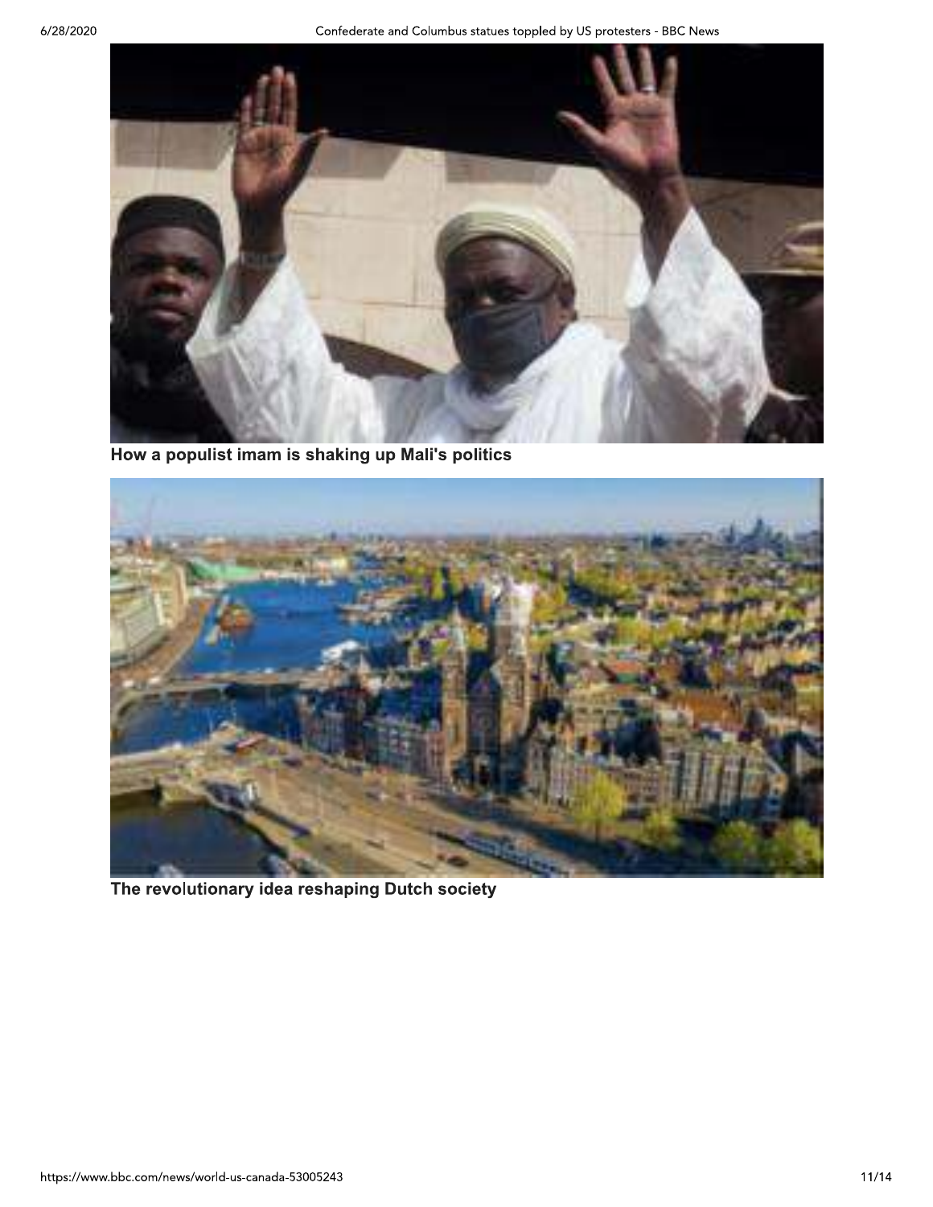How a populist imam is shaking up Mali's politics

The revolutionary idea reshaping Dutch society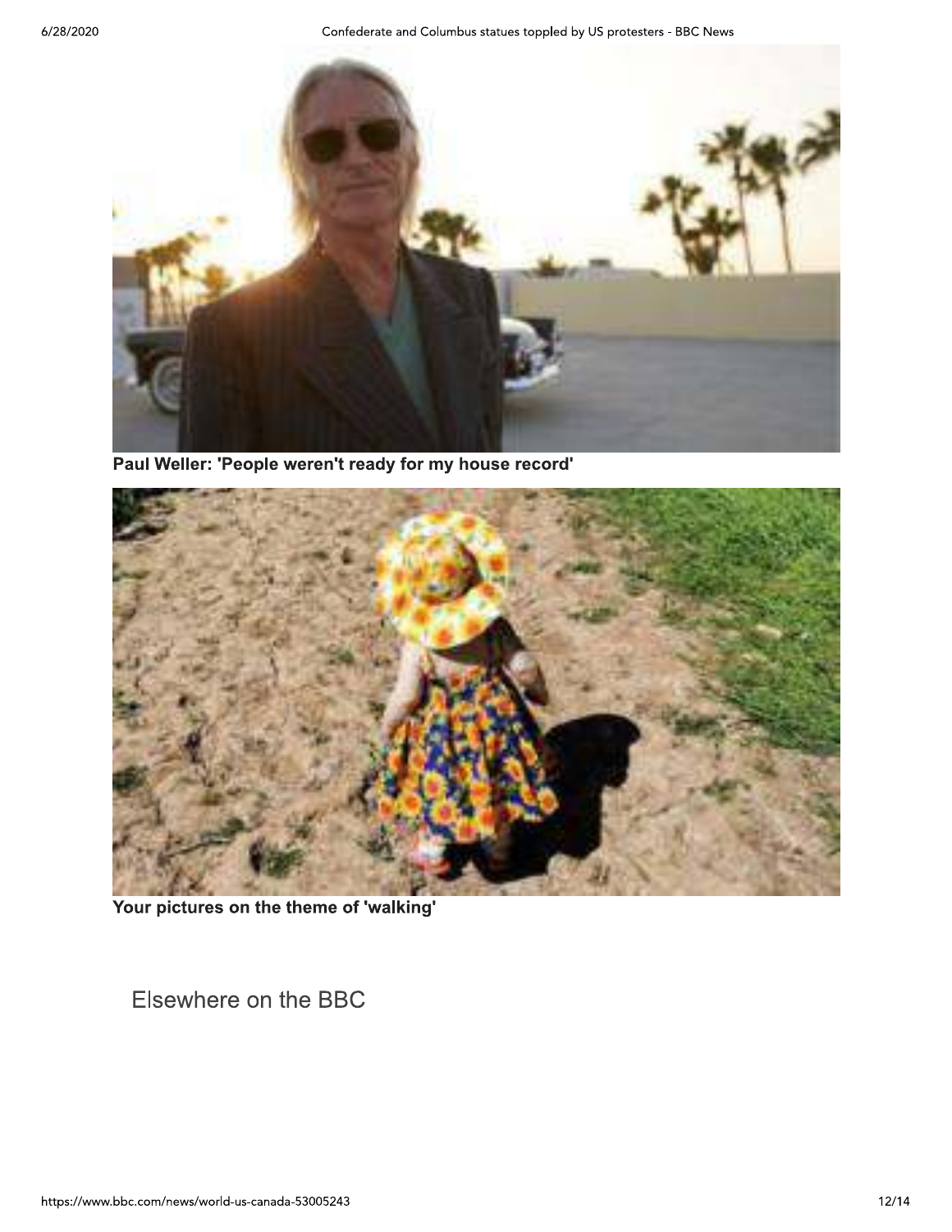**Paul Weller: 'People weren't ready for my house record'**

**Your pictures on the theme of 'walking'**

## Elsewhere on the BBC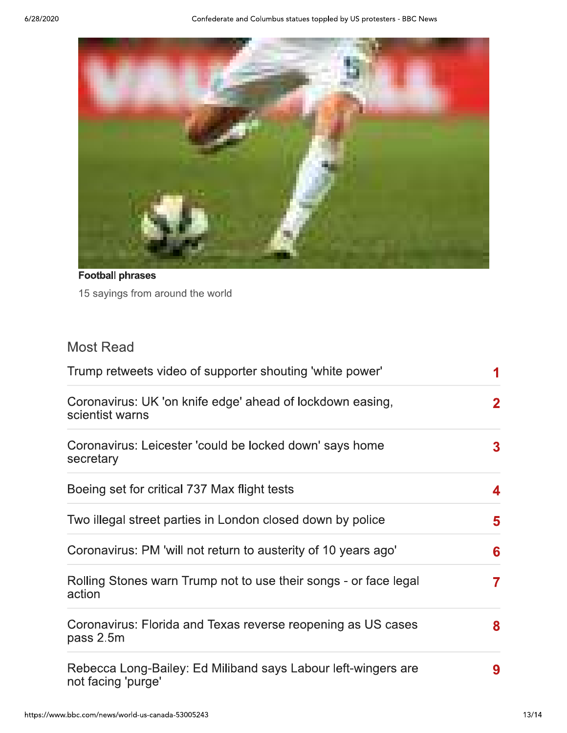**Football phrases**

15 sayings from around the world

## Most Read

1. Trump retweets video of supporter shouting 'white power'
2. Coronavirus: UK 'on knife edge' ahead of lockdown easing, scientist warns
3. Coronavirus: Leicester 'could be locked down' says home secretary
4. Boeing set for critical 737 Max flight tests
5. Two illegal street parties in London closed down by police
6. Coronavirus: PM 'will not return to austerity of 10 years ago'
7. Rolling Stones warn Trump not to use their songs - or face legal action
8. Coronavirus: Florida and Texas reverse reopening as US cases pass 2.5m
9. Rebecca Long-Bailey: Ed Miliband says Labour left-wingers are not facing 'purge'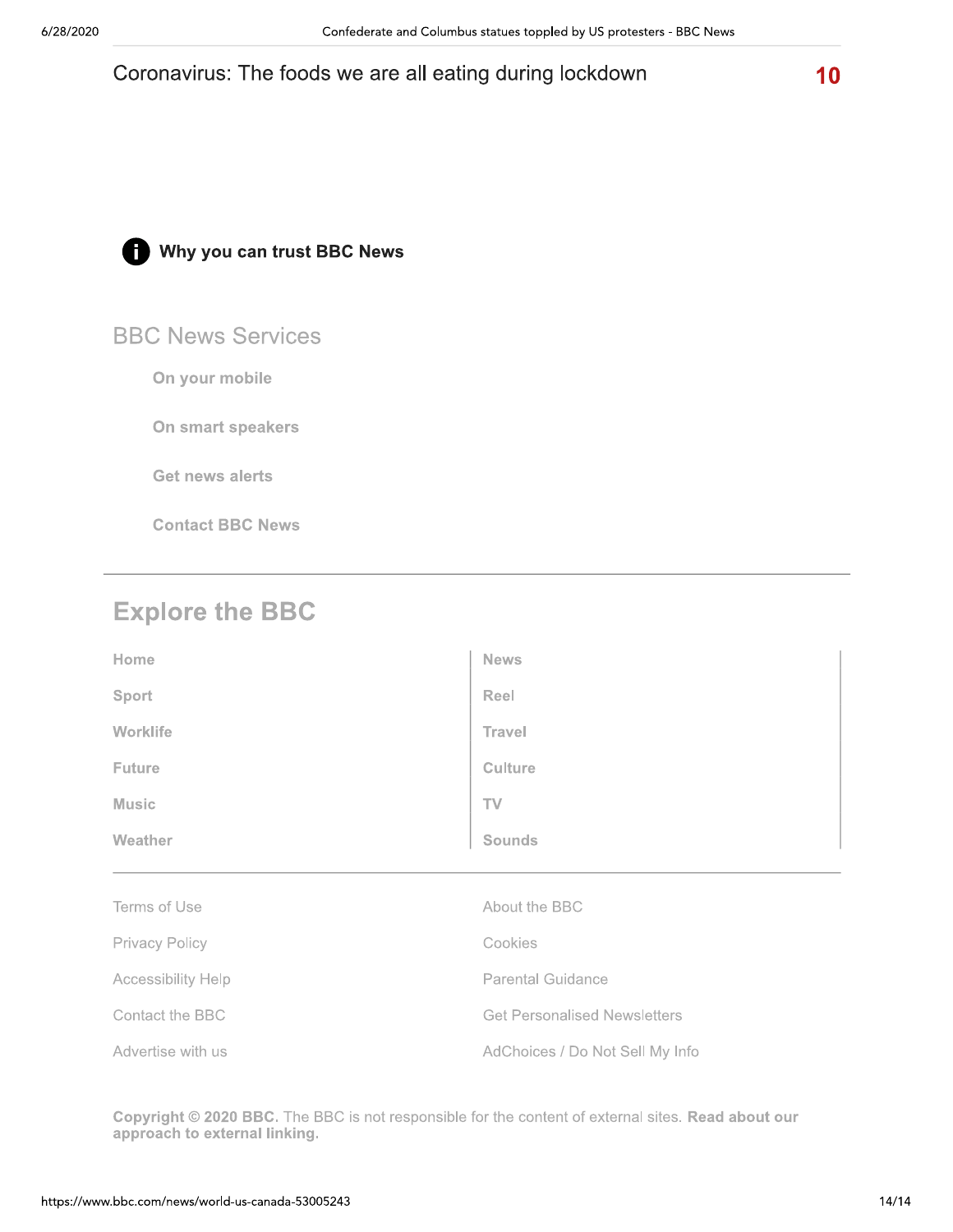Coronavirus: The foods we are all eating during lockdown **10**

**Why you can trust BBC News**

## BBC News Services

- **On your mobile**
- **On smart speakers**
- **Get news alerts**
- **Contact BBC News**

## Explore the BBC

- **Home**
- **Sport**
- **Worklife**
- **Future**
- **Music**
- **Weather**
- **News**
- **Reel**
- **Travel**
- **Culture**
- **TV**
- **Sounds**

- Terms of Use
- Privacy Policy
- Accessibility Help
- Contact the BBC
- Advertise with us
- About the BBC
- Cookies
- Parental Guidance
- Get Personalised Newsletters
- AdChoices / Do Not Sell My Info

**Copyright © 2020 BBC.** The BBC is not responsible for the content of external sites. **Read about our approach to external linking.**